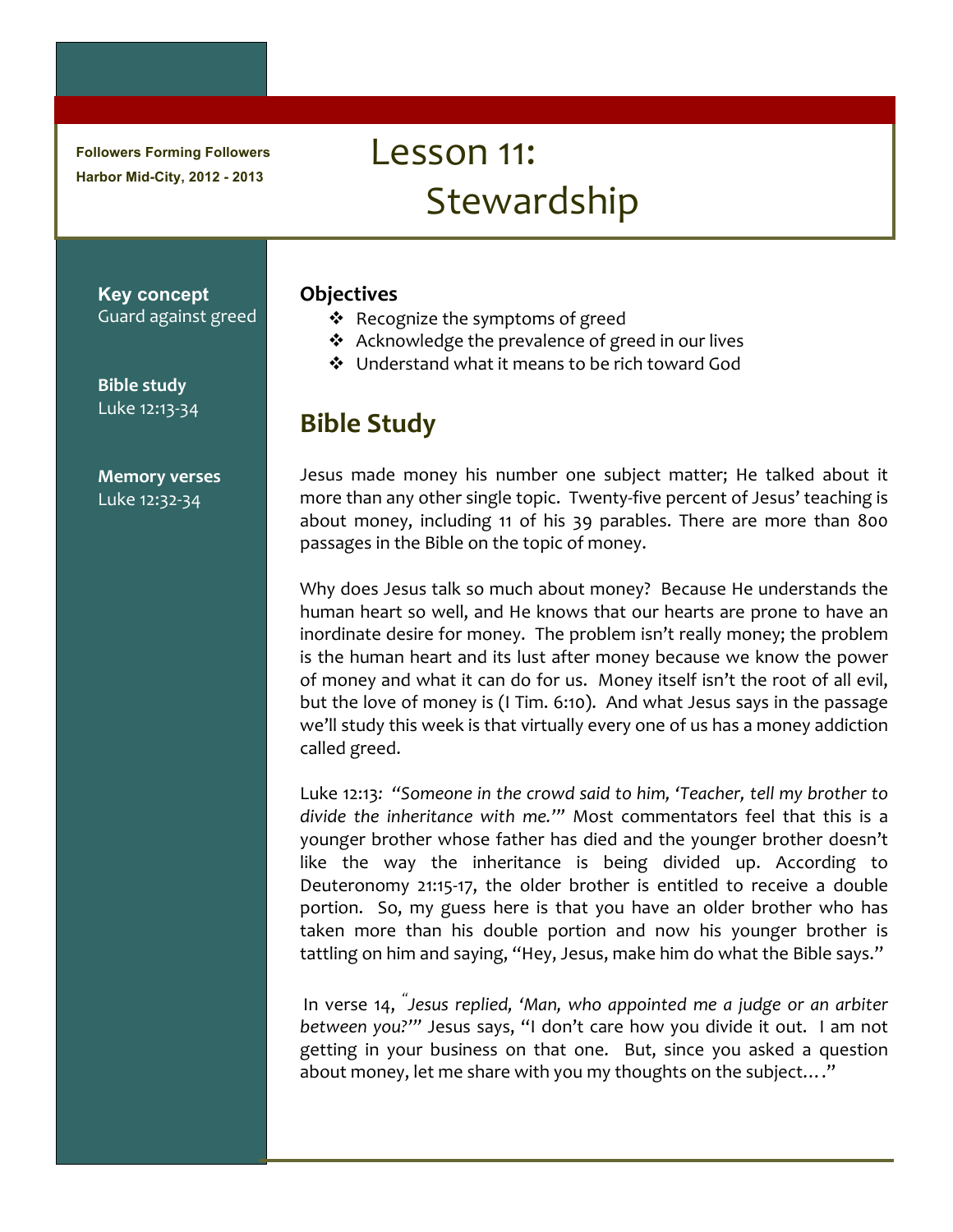**Followers Forming Followers**
**Harbor Mid-City, 2012 - 2013**

# Lesson 11: Stewardship

**Key concept**
Guard against greed

**Bible study**
Luke 12:13-34

**Memory verses**
Luke 12:32-34

### Objectives

- Recognize the symptoms of greed
- Acknowledge the prevalence of greed in our lives
- Understand what it means to be rich toward God

## Bible Study

Jesus made money his number one subject matter; He talked about it more than any other single topic. Twenty-five percent of Jesus' teaching is about money, including 11 of his 39 parables. There are more than 800 passages in the Bible on the topic of money.

Why does Jesus talk so much about money? Because He understands the human heart so well, and He knows that our hearts are prone to have an inordinate desire for money. The problem isn't really money; the problem is the human heart and its lust after money because we know the power of money and what it can do for us. Money itself isn't the root of all evil, but the love of money is (I Tim. 6:10). And what Jesus says in the passage we'll study this week is that virtually every one of us has a money addiction called greed.

Luke 12:13*: "Someone in the crowd said to him, 'Teacher, tell my brother to divide the inheritance with me.'"* Most commentators feel that this is a younger brother whose father has died and the younger brother doesn't like the way the inheritance is being divided up. According to Deuteronomy 21:15-17, the older brother is entitled to receive a double portion. So, my guess here is that you have an older brother who has taken more than his double portion and now his younger brother is tattling on him and saying, "Hey, Jesus, make him do what the Bible says."

In verse 14, *"Jesus replied, 'Man, who appointed me a judge or an arbiter between you?'"* Jesus says, "I don't care how you divide it out. I am not getting in your business on that one. But, since you asked a question about money, let me share with you my thoughts on the subject…."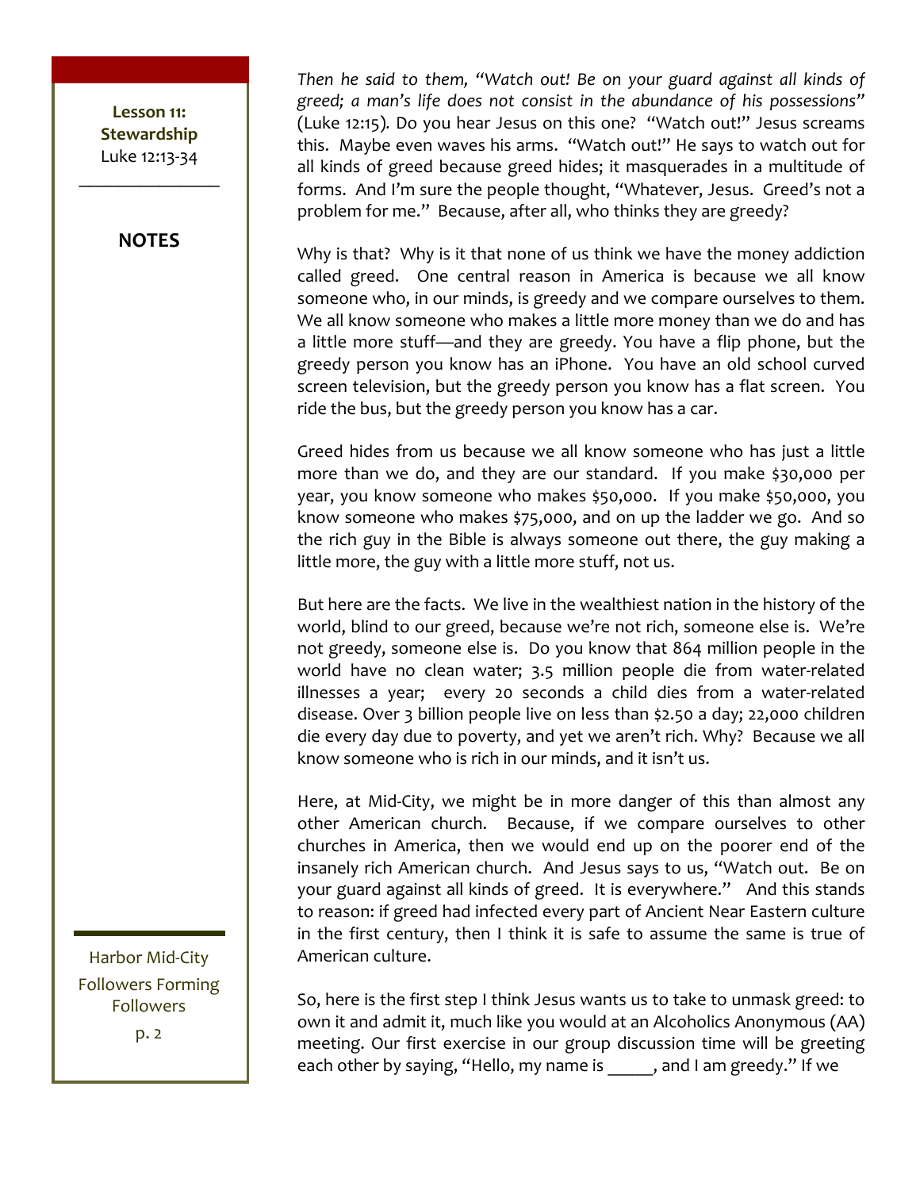*Then he said to them, "Watch out! Be on your guard against all kinds of greed; a man's life does not consist in the abundance of his possessions"* (Luke 12:15). Do you hear Jesus on this one? "Watch out!" Jesus screams this. Maybe even waves his arms. "Watch out!" He says to watch out for all kinds of greed because greed hides; it masquerades in a multitude of forms. And I'm sure the people thought, "Whatever, Jesus. Greed's not a problem for me." Because, after all, who thinks they are greedy?

Why is that? Why is it that none of us think we have the money addiction called greed. One central reason in America is because we all know someone who, in our minds, is greedy and we compare ourselves to them. We all know someone who makes a little more money than we do and has a little more stuff—and they are greedy. You have a flip phone, but the greedy person you know has an iPhone. You have an old school curved screen television, but the greedy person you know has a flat screen. You ride the bus, but the greedy person you know has a car.

Greed hides from us because we all know someone who has just a little more than we do, and they are our standard. If you make $30,000 per year, you know someone who makes $50,000. If you make $50,000, you know someone who makes $75,000, and on up the ladder we go. And so the rich guy in the Bible is always someone out there, the guy making a little more, the guy with a little more stuff, not us.

But here are the facts. We live in the wealthiest nation in the history of the world, blind to our greed, because we're not rich, someone else is. We're not greedy, someone else is. Do you know that 864 million people in the world have no clean water; 3.5 million people die from water-related illnesses a year; every 20 seconds a child dies from a water-related disease. Over 3 billion people live on less than $2.50 a day; 22,000 children die every day due to poverty, and yet we aren't rich. Why? Because we all know someone who is rich in our minds, and it isn't us.

Here, at Mid-City, we might be in more danger of this than almost any other American church. Because, if we compare ourselves to other churches in America, then we would end up on the poorer end of the insanely rich American church. And Jesus says to us, "Watch out. Be on your guard against all kinds of greed. It is everywhere." And this stands to reason: if greed had infected every part of Ancient Near Eastern culture in the first century, then I think it is safe to assume the same is true of American culture.

So, here is the first step I think Jesus wants us to take to unmask greed: to own it and admit it, much like you would at an Alcoholics Anonymous (AA) meeting. Our first exercise in our group discussion time will be greeting each other by saying, "Hello, my name is _____, and I am greedy." If we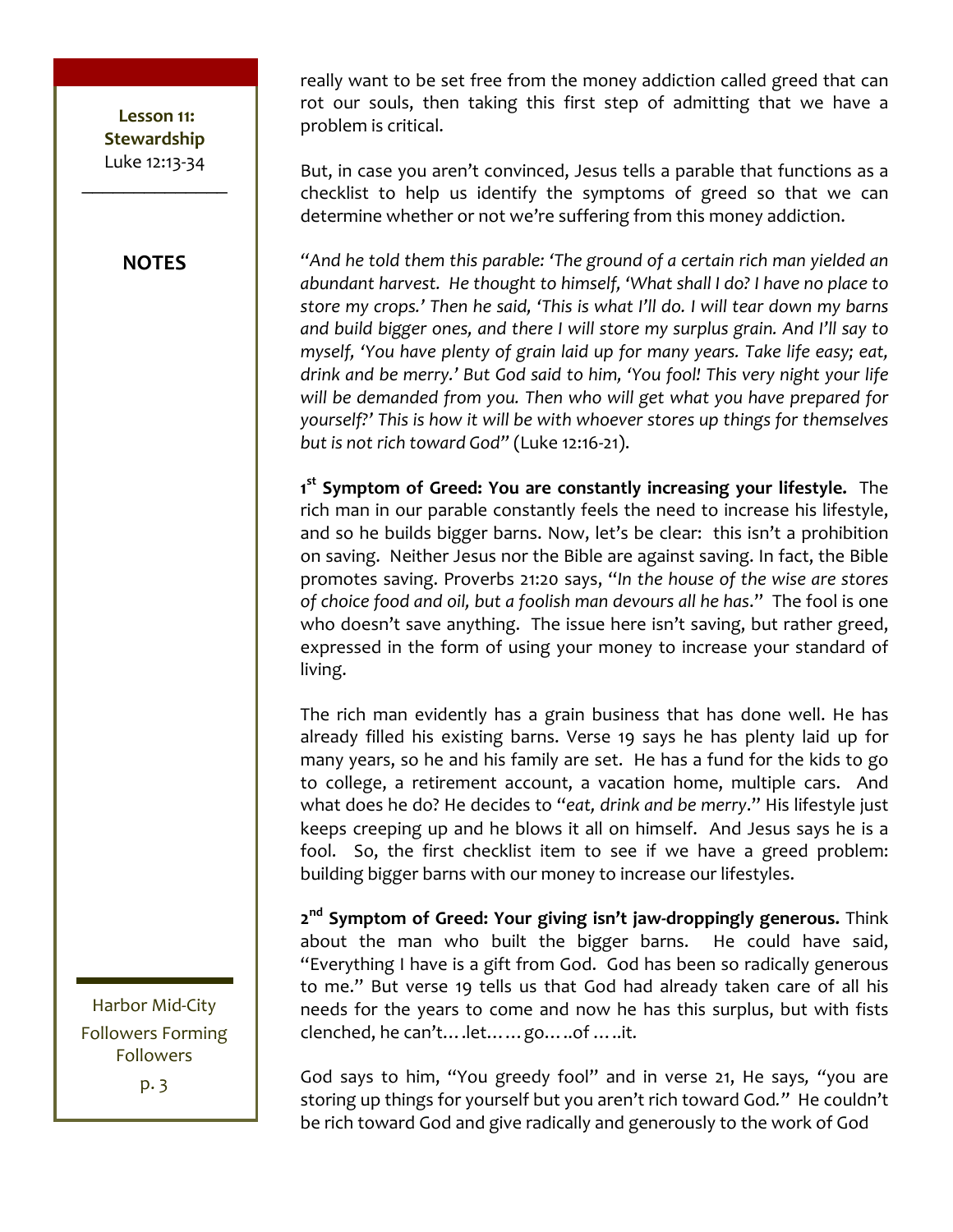really want to be set free from the money addiction called greed that can rot our souls, then taking this first step of admitting that we have a problem is critical.

But, in case you aren't convinced, Jesus tells a parable that functions as a checklist to help us identify the symptoms of greed so that we can determine whether or not we're suffering from this money addiction.

*"And he told them this parable: 'The ground of a certain rich man yielded an abundant harvest. He thought to himself, 'What shall I do? I have no place to store my crops.' Then he said, 'This is what I'll do. I will tear down my barns and build bigger ones, and there I will store my surplus grain. And I'll say to myself, 'You have plenty of grain laid up for many years. Take life easy; eat, drink and be merry.' But God said to him, 'You fool! This very night your life will be demanded from you. Then who will get what you have prepared for yourself?' This is how it will be with whoever stores up things for themselves but is not rich toward God"* (Luke 12:16-21).

**1st Symptom of Greed: You are constantly increasing your lifestyle.** The rich man in our parable constantly feels the need to increase his lifestyle, and so he builds bigger barns. Now, let's be clear: this isn't a prohibition on saving. Neither Jesus nor the Bible are against saving. In fact, the Bible promotes saving. Proverbs 21:20 says, "*In the house of the wise are stores of choice food and oil, but a foolish man devours all he has*." The fool is one who doesn't save anything. The issue here isn't saving, but rather greed, expressed in the form of using your money to increase your standard of living.

The rich man evidently has a grain business that has done well. He has already filled his existing barns. Verse 19 says he has plenty laid up for many years, so he and his family are set. He has a fund for the kids to go to college, a retirement account, a vacation home, multiple cars. And what does he do? He decides to "*eat, drink and be merry*." His lifestyle just keeps creeping up and he blows it all on himself. And Jesus says he is a fool. So, the first checklist item to see if we have a greed problem: building bigger barns with our money to increase our lifestyles.

**2nd Symptom of Greed: Your giving isn't jaw-droppingly generous.** Think about the man who built the bigger barns. He could have said, "Everything I have is a gift from God. God has been so radically generous to me." But verse 19 tells us that God had already taken care of all his needs for the years to come and now he has this surplus, but with fists clenched, he can't….let……go…..of …..it.

God says to him, "You greedy fool" and in verse 21, He says, "you are storing up things for yourself but you aren't rich toward God." He couldn't be rich toward God and give radically and generously to the work of God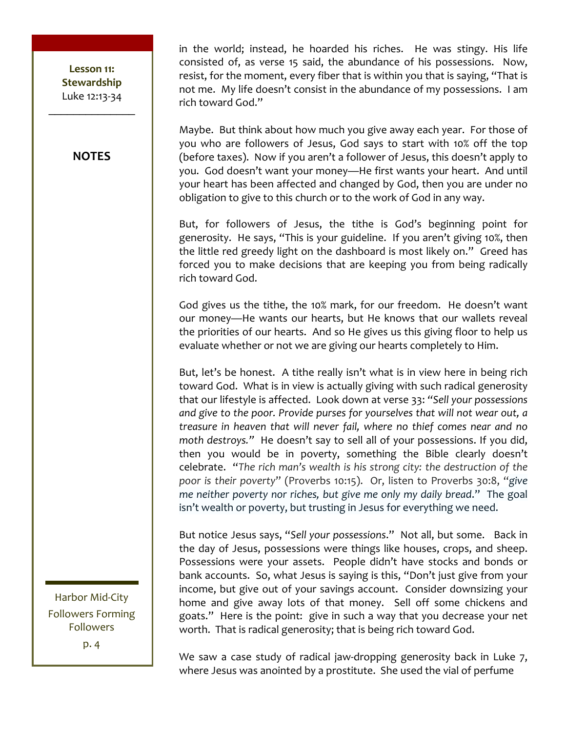in the world; instead, he hoarded his riches. He was stingy. His life consisted of, as verse 15 said, the abundance of his possessions. Now, resist, for the moment, every fiber that is within you that is saying, "That is not me. My life doesn't consist in the abundance of my possessions. I am rich toward God."

Maybe. But think about how much you give away each year. For those of you who are followers of Jesus, God says to start with 10% off the top (before taxes). Now if you aren't a follower of Jesus, this doesn't apply to you. God doesn't want your money—He first wants your heart. And until your heart has been affected and changed by God, then you are under no obligation to give to this church or to the work of God in any way.

But, for followers of Jesus, the tithe is God's beginning point for generosity. He says, "This is your guideline. If you aren't giving 10%, then the little red greedy light on the dashboard is most likely on." Greed has forced you to make decisions that are keeping you from being radically rich toward God.

God gives us the tithe, the 10% mark, for our freedom. He doesn't want our money—He wants our hearts, but He knows that our wallets reveal the priorities of our hearts. And so He gives us this giving floor to help us evaluate whether or not we are giving our hearts completely to Him.

But, let's be honest. A tithe really isn't what is in view here in being rich toward God. What is in view is actually giving with such radical generosity that our lifestyle is affected. Look down at verse 33: *"Sell your possessions and give to the poor. Provide purses for yourselves that will not wear out, a treasure in heaven that will never fail, where no thief comes near and no moth destroys."* He doesn't say to sell all of your possessions. If you did, then you would be in poverty, something the Bible clearly doesn't celebrate. "*The rich man's wealth is his strong city: the destruction of the poor is their poverty*" (Proverbs 10:15). Or, listen to Proverbs 30:8, "*give me neither poverty nor riches, but give me only my daily bread*." The goal isn't wealth or poverty, but trusting in Jesus for everything we need.

But notice Jesus says, "*Sell your possessions*." Not all, but some. Back in the day of Jesus, possessions were things like houses, crops, and sheep. Possessions were your assets. People didn't have stocks and bonds or bank accounts. So, what Jesus is saying is this, "Don't just give from your income, but give out of your savings account. Consider downsizing your home and give away lots of that money. Sell off some chickens and goats." Here is the point: give in such a way that you decrease your net worth. That is radical generosity; that is being rich toward God.

We saw a case study of radical jaw-dropping generosity back in Luke 7, where Jesus was anointed by a prostitute. She used the vial of perfume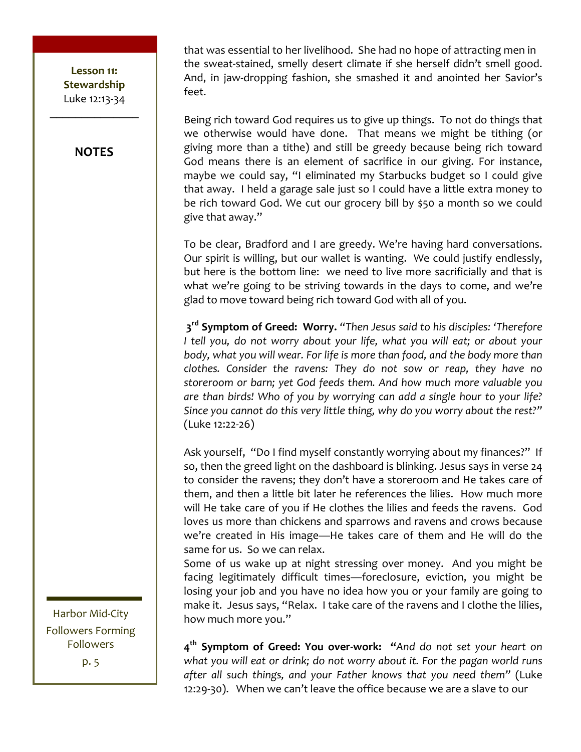that was essential to her livelihood. She had no hope of attracting men in the sweat-stained, smelly desert climate if she herself didn't smell good. And, in jaw-dropping fashion, she smashed it and anointed her Savior's feet.

Being rich toward God requires us to give up things. To not do things that we otherwise would have done. That means we might be tithing (or giving more than a tithe) and still be greedy because being rich toward God means there is an element of sacrifice in our giving. For instance, maybe we could say, "I eliminated my Starbucks budget so I could give that away. I held a garage sale just so I could have a little extra money to be rich toward God. We cut our grocery bill by $50 a month so we could give that away."

To be clear, Bradford and I are greedy. We're having hard conversations. Our spirit is willing, but our wallet is wanting. We could justify endlessly, but here is the bottom line: we need to live more sacrificially and that is what we're going to be striving towards in the days to come, and we're glad to move toward being rich toward God with all of you.

**3rd Symptom of Greed: Worry.** *"Then Jesus said to his disciples: 'Therefore I tell you, do not worry about your life, what you will eat; or about your body, what you will wear. For life is more than food, and the body more than clothes. Consider the ravens: They do not sow or reap, they have no storeroom or barn; yet God feeds them. And how much more valuable you are than birds! Who of you by worrying can add a single hour to your life? Since you cannot do this very little thing, why do you worry about the rest?"* (Luke 12:22-26)

Ask yourself, "Do I find myself constantly worrying about my finances?" If so, then the greed light on the dashboard is blinking. Jesus says in verse 24 to consider the ravens; they don't have a storeroom and He takes care of them, and then a little bit later he references the lilies. How much more will He take care of you if He clothes the lilies and feeds the ravens. God loves us more than chickens and sparrows and ravens and crows because we're created in His image—He takes care of them and He will do the same for us. So we can relax.

Some of us wake up at night stressing over money. And you might be facing legitimately difficult times—foreclosure, eviction, you might be losing your job and you have no idea how you or your family are going to make it. Jesus says, "Relax. I take care of the ravens and I clothe the lilies, how much more you."

**4th Symptom of Greed: You over-work:** *"And do not set your heart on what you will eat or drink; do not worry about it. For the pagan world runs after all such things, and your Father knows that you need them"* (Luke 12:29-30). When we can't leave the office because we are a slave to our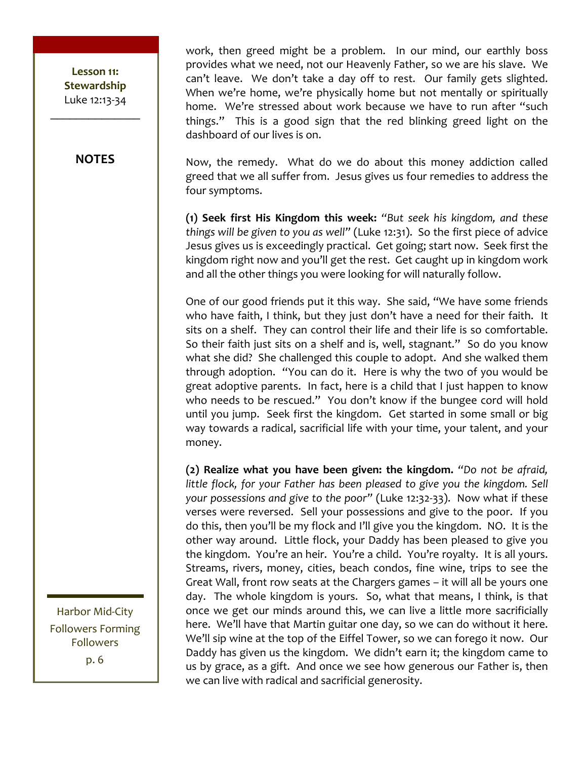work, then greed might be a problem. In our mind, our earthly boss provides what we need, not our Heavenly Father, so we are his slave. We can't leave. We don't take a day off to rest. Our family gets slighted. When we're home, we're physically home but not mentally or spiritually home. We're stressed about work because we have to run after "such things." This is a good sign that the red blinking greed light on the dashboard of our lives is on.

Now, the remedy. What do we do about this money addiction called greed that we all suffer from. Jesus gives us four remedies to address the four symptoms.

**(1) Seek first His Kingdom this week:** *"But seek his kingdom, and these things will be given to you as well"* (Luke 12:31). So the first piece of advice Jesus gives us is exceedingly practical. Get going; start now. Seek first the kingdom right now and you'll get the rest. Get caught up in kingdom work and all the other things you were looking for will naturally follow.

One of our good friends put it this way. She said, "We have some friends who have faith, I think, but they just don't have a need for their faith. It sits on a shelf. They can control their life and their life is so comfortable. So their faith just sits on a shelf and is, well, stagnant." So do you know what she did? She challenged this couple to adopt. And she walked them through adoption. "You can do it. Here is why the two of you would be great adoptive parents. In fact, here is a child that I just happen to know who needs to be rescued." You don't know if the bungee cord will hold until you jump. Seek first the kingdom. Get started in some small or big way towards a radical, sacrificial life with your time, your talent, and your money.

**(2) Realize what you have been given: the kingdom.** *"Do not be afraid, little flock, for your Father has been pleased to give you the kingdom. Sell your possessions and give to the poor"* (Luke 12:32-33). Now what if these verses were reversed. Sell your possessions and give to the poor. If you do this, then you'll be my flock and I'll give you the kingdom. NO. It is the other way around. Little flock, your Daddy has been pleased to give you the kingdom. You're an heir. You're a child. You're royalty. It is all yours. Streams, rivers, money, cities, beach condos, fine wine, trips to see the Great Wall, front row seats at the Chargers games – it will all be yours one day. The whole kingdom is yours. So, what that means, I think, is that once we get our minds around this, we can live a little more sacrificially here. We'll have that Martin guitar one day, so we can do without it here. We'll sip wine at the top of the Eiffel Tower, so we can forego it now. Our Daddy has given us the kingdom. We didn't earn it; the kingdom came to us by grace, as a gift. And once we see how generous our Father is, then we can live with radical and sacrificial generosity.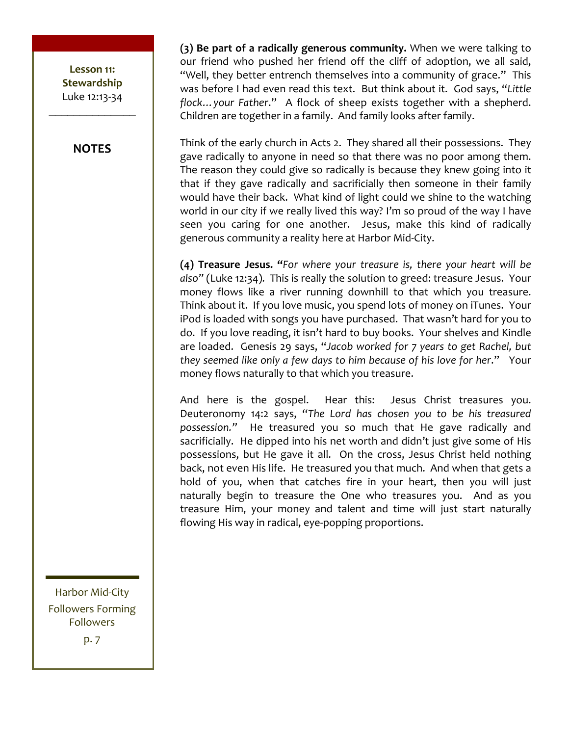**(3) Be part of a radically generous community.** When we were talking to our friend who pushed her friend off the cliff of adoption, we all said, "Well, they better entrench themselves into a community of grace." This was before I had even read this text. But think about it. God says, "*Little flock…your Father*." A flock of sheep exists together with a shepherd. Children are together in a family. And family looks after family.

Think of the early church in Acts 2. They shared all their possessions. They gave radically to anyone in need so that there was no poor among them. The reason they could give so radically is because they knew going into it that if they gave radically and sacrificially then someone in their family would have their back. What kind of light could we shine to the watching world in our city if we really lived this way? I'm so proud of the way I have seen you caring for one another. Jesus, make this kind of radically generous community a reality here at Harbor Mid-City.

**(4) Treasure Jesus. "***For where your treasure is, there your heart will be also"* (Luke 12:34)*.* This is really the solution to greed: treasure Jesus. Your money flows like a river running downhill to that which you treasure. Think about it. If you love music, you spend lots of money on iTunes. Your iPod is loaded with songs you have purchased. That wasn't hard for you to do. If you love reading, it isn't hard to buy books. Your shelves and Kindle are loaded. Genesis 29 says, "*Jacob worked for 7 years to get Rachel, but they seemed like only a few days to him because of his love for her*." Your money flows naturally to that which you treasure.

And here is the gospel. Hear this: Jesus Christ treasures you. Deuteronomy 14:2 says, "*The Lord has chosen you to be his treasured possession."* He treasured you so much that He gave radically and sacrificially. He dipped into his net worth and didn't just give some of His possessions, but He gave it all. On the cross, Jesus Christ held nothing back, not even His life. He treasured you that much. And when that gets a hold of you, when that catches fire in your heart, then you will just naturally begin to treasure the One who treasures you. And as you treasure Him, your money and talent and time will just start naturally flowing His way in radical, eye-popping proportions.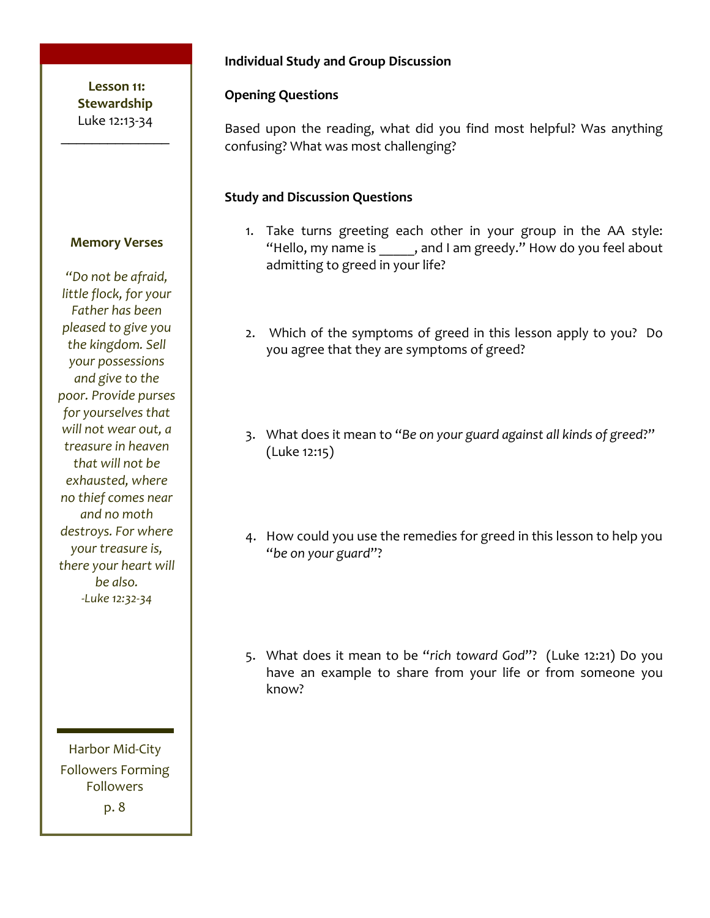**Lesson 11: Stewardship**
Luke 12:13-34

**Memory Verses**

*"Do not be afraid, little flock, for your Father has been pleased to give you the kingdom. Sell your possessions and give to the poor. Provide purses for yourselves that will not wear out, a treasure in heaven that will not be exhausted, where no thief comes near and no moth destroys. For where your treasure is, there your heart will be also.*
*-Luke 12:32-34*

Harbor Mid-City
Followers Forming Followers

**Individual Study and Group Discussion**

**Opening Questions**

Based upon the reading, what did you find most helpful? Was anything confusing? What was most challenging?

**Study and Discussion Questions**

1. Take turns greeting each other in your group in the AA style: "Hello, my name is _____, and I am greedy." How do you feel about admitting to greed in your life?

2. Which of the symptoms of greed in this lesson apply to you? Do you agree that they are symptoms of greed?

3. What does it mean to "*Be on your guard against all kinds of greed*?" (Luke 12:15)

4. How could you use the remedies for greed in this lesson to help you "*be on your guard*"?

5. What does it mean to be "*rich toward God*"? (Luke 12:21) Do you have an example to share from your life or from someone you know?